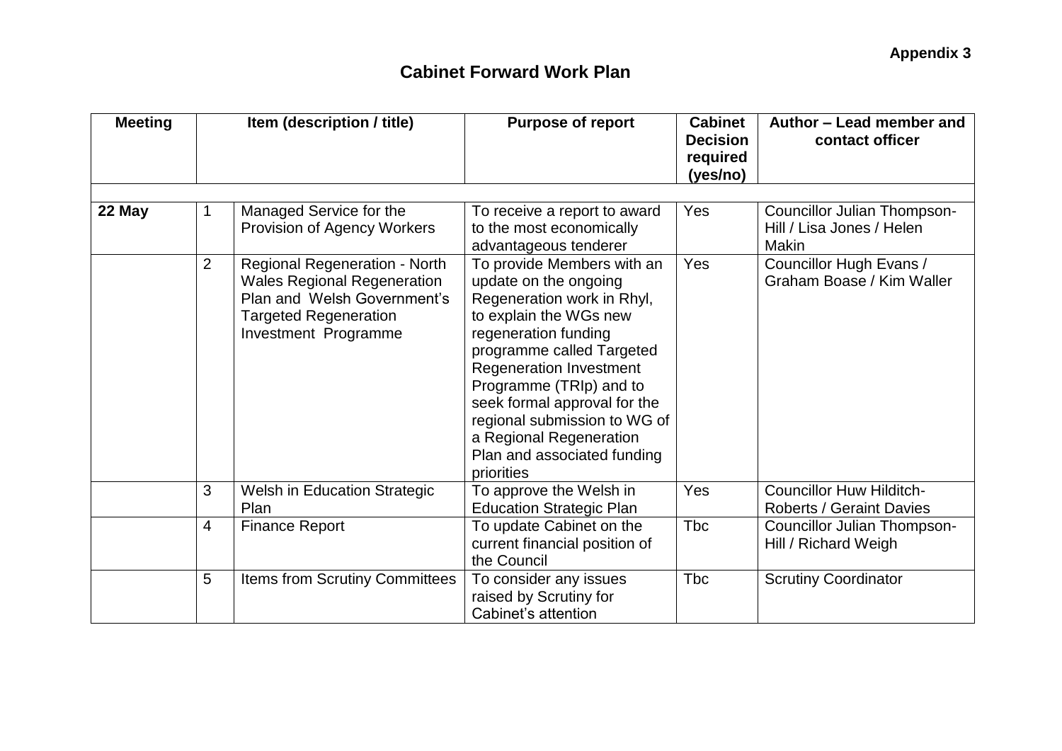**Appendix 3**

# Cabinet Forward Work Plan

| Meeting | Item (description / title) | | Purpose of report | Cabinet Decision required (yes/no) | Author – Lead member and contact officer |
|---|---|---|---|---|---|
| | | | | | |
| **22 May** | 1 | Managed Service for the Provision of Agency Workers | To receive a report to award to the most economically advantageous tenderer | Yes | Councillor Julian Thompson-Hill / Lisa Jones / Helen Makin |
| | 2 | Regional Regeneration - North Wales Regional Regeneration Plan and Welsh Government's Targeted Regeneration Investment Programme | To provide Members with an update on the ongoing Regeneration work in Rhyl, to explain the WGs new regeneration funding programme called Targeted Regeneration Investment Programme (TRIp) and to seek formal approval for the regional submission to WG of a Regional Regeneration Plan and associated funding priorities | Yes | Councillor Hugh Evans / Graham Boase / Kim Waller |
| | 3 | Welsh in Education Strategic Plan | To approve the Welsh in Education Strategic Plan | Yes | Councillor Huw Hilditch-Roberts / Geraint Davies |
| | 4 | Finance Report | To update Cabinet on the current financial position of the Council | Tbc | Councillor Julian Thompson-Hill / Richard Weigh |
| | 5 | Items from Scrutiny Committees | To consider any issues raised by Scrutiny for Cabinet's attention | Tbc | Scrutiny Coordinator |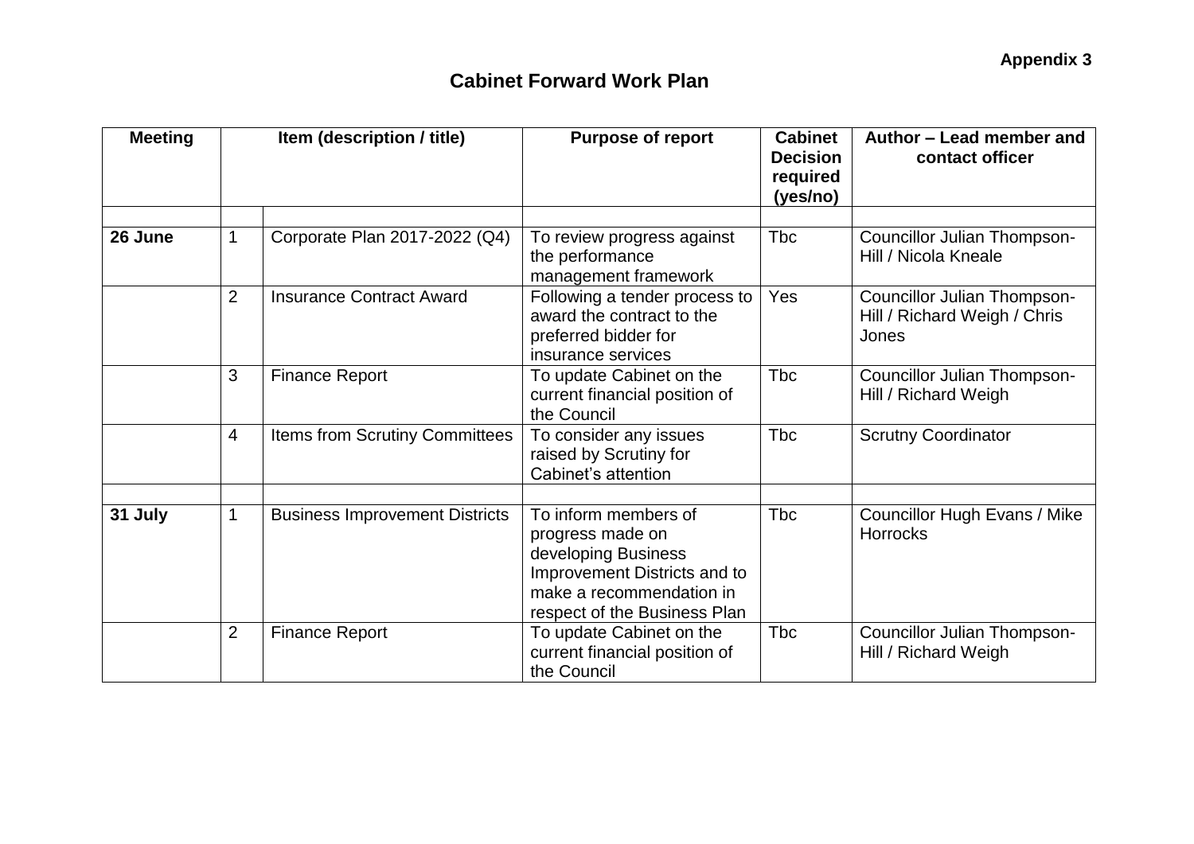**Appendix 3**

# Cabinet Forward Work Plan

| Meeting | Item (description / title) | | Purpose of report | Cabinet Decision required (yes/no) | Author – Lead member and contact officer |
|---|---|---|---|---|---|
| | | | | | |
| **26 June** | 1 | Corporate Plan 2017-2022 (Q4) | To review progress against the performance management framework | Tbc | Councillor Julian Thompson-Hill / Nicola Kneale |
| | 2 | Insurance Contract Award | Following a tender process to award the contract to the preferred bidder for insurance services | Yes | Councillor Julian Thompson-Hill / Richard Weigh / Chris Jones |
| | 3 | Finance Report | To update Cabinet on the current financial position of the Council | Tbc | Councillor Julian Thompson-Hill / Richard Weigh |
| | 4 | Items from Scrutiny Committees | To consider any issues raised by Scrutiny for Cabinet's attention | Tbc | Scrutny Coordinator |
| | | | | | |
| **31 July** | 1 | Business Improvement Districts | To inform members of progress made on developing Business Improvement Districts and to make a recommendation in respect of the Business Plan | Tbc | Councillor Hugh Evans / Mike Horrocks |
| | 2 | Finance Report | To update Cabinet on the current financial position of the Council | Tbc | Councillor Julian Thompson-Hill / Richard Weigh |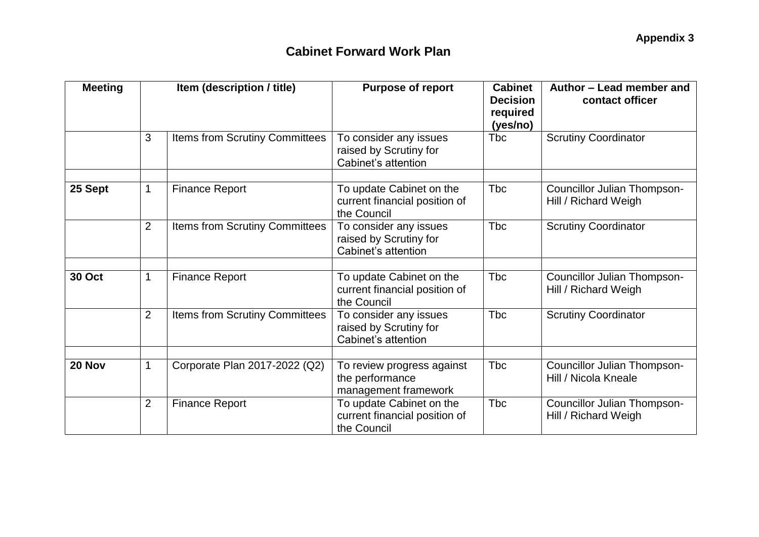**Appendix 3**

## Cabinet Forward Work Plan

| Meeting | Item (description / title) | | Purpose of report | Cabinet Decision required (yes/no) | Author – Lead member and contact officer |
|---|---|---|---|---|---|
| | 3 | Items from Scrutiny Committees | To consider any issues raised by Scrutiny for Cabinet's attention | Tbc | Scrutiny Coordinator |
| | | | | | |
| **25 Sept** | 1 | Finance Report | To update Cabinet on the current financial position of the Council | Tbc | Councillor Julian Thompson-Hill / Richard Weigh |
| | 2 | Items from Scrutiny Committees | To consider any issues raised by Scrutiny for Cabinet's attention | Tbc | Scrutiny Coordinator |
| | | | | | |
| **30 Oct** | 1 | Finance Report | To update Cabinet on the current financial position of the Council | Tbc | Councillor Julian Thompson-Hill / Richard Weigh |
| | 2 | Items from Scrutiny Committees | To consider any issues raised by Scrutiny for Cabinet's attention | Tbc | Scrutiny Coordinator |
| | | | | | |
| **20 Nov** | 1 | Corporate Plan 2017-2022 (Q2) | To review progress against the performance management framework | Tbc | Councillor Julian Thompson-Hill / Nicola Kneale |
| | 2 | Finance Report | To update Cabinet on the current financial position of the Council | Tbc | Councillor Julian Thompson-Hill / Richard Weigh |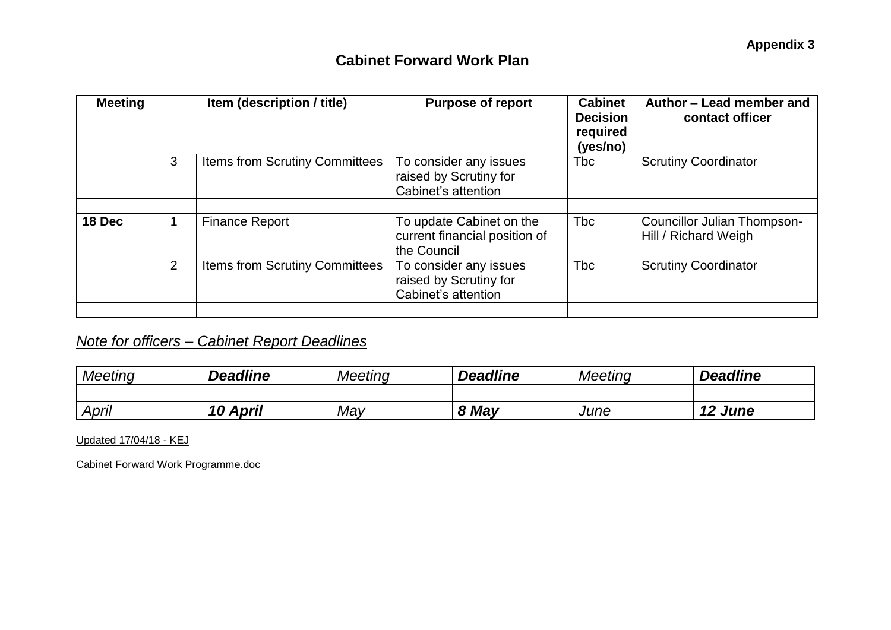**Appendix 3**

# Cabinet Forward Work Plan

| Meeting | Item (description / title) | | Purpose of report | Cabinet Decision required (yes/no) | Author – Lead member and contact officer |
|---|---|---|---|---|---|
| | 3 | Items from Scrutiny Committees | To consider any issues raised by Scrutiny for Cabinet's attention | Tbc | Scrutiny Coordinator |
| | | | | | |
| **18 Dec** | 1 | Finance Report | To update Cabinet on the current financial position of the Council | Tbc | Councillor Julian Thompson-Hill / Richard Weigh |
| | 2 | Items from Scrutiny Committees | To consider any issues raised by Scrutiny for Cabinet's attention | Tbc | Scrutiny Coordinator |
| | | | | | |

## *Note for officers – Cabinet Report Deadlines*

| *Meeting* | ***Deadline*** | *Meeting* | ***Deadline*** | *Meeting* | ***Deadline*** |
|---|---|---|---|---|---|
| | | | | | |
| *April* | ***10 April*** | *May* | ***8 May*** | *June* | ***12 June*** |

Updated 17/04/18 - KEJ

Cabinet Forward Work Programme.doc